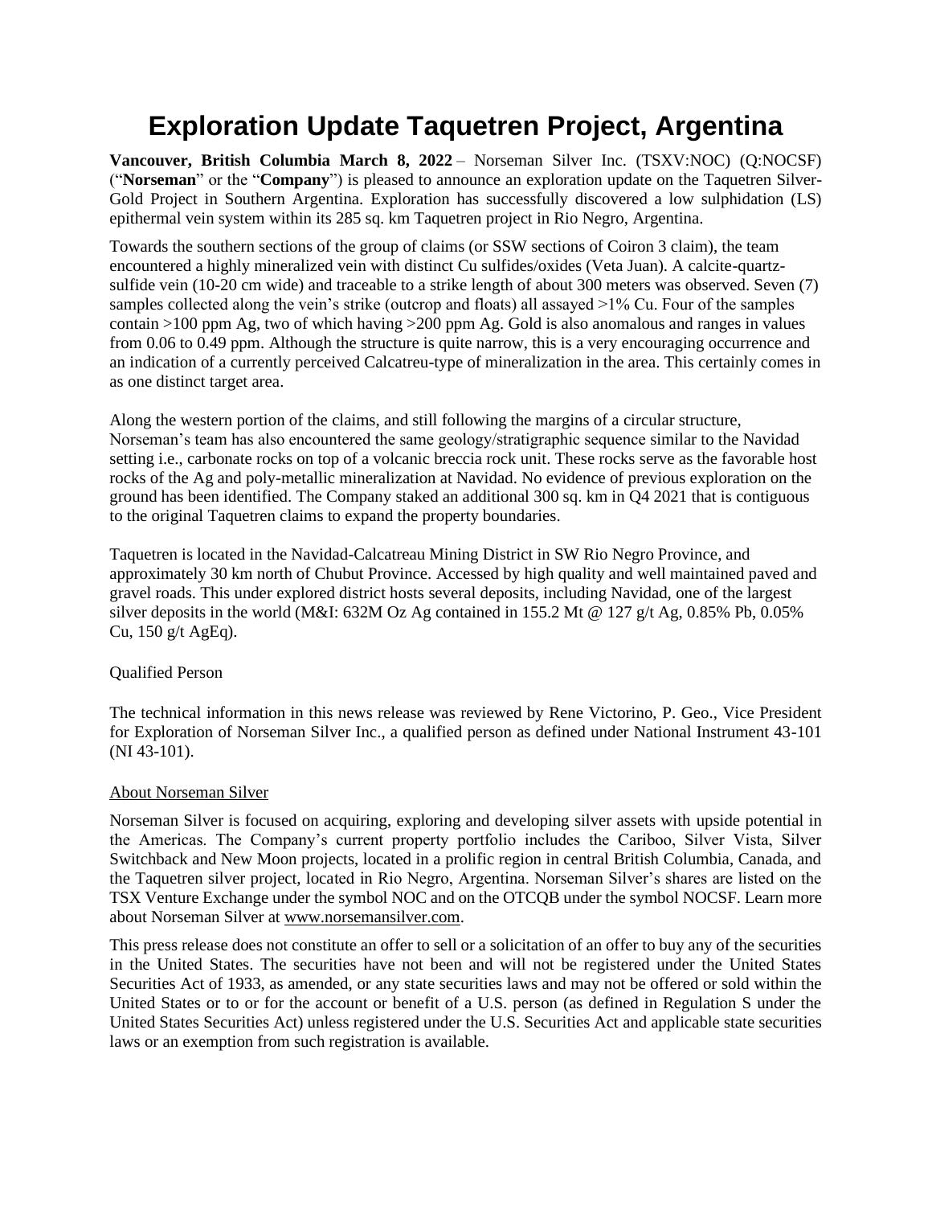# Exploration Update Taquetren Project, Argentina

**Vancouver, British Columbia March 8, 2022** – Norseman Silver Inc. (TSXV:NOC) (Q:NOCSF) ("**Norseman**" or the "**Company**") is pleased to announce an exploration update on the Taquetren Silver-Gold Project in Southern Argentina. Exploration has successfully discovered a low sulphidation (LS) epithermal vein system within its 285 sq. km Taquetren project in Rio Negro, Argentina.

Towards the southern sections of the group of claims (or SSW sections of Coiron 3 claim), the team encountered a highly mineralized vein with distinct Cu sulfides/oxides (Veta Juan). A calcite-quartz-sulfide vein (10-20 cm wide) and traceable to a strike length of about 300 meters was observed. Seven (7) samples collected along the vein's strike (outcrop and floats) all assayed >1% Cu. Four of the samples contain >100 ppm Ag, two of which having >200 ppm Ag. Gold is also anomalous and ranges in values from 0.06 to 0.49 ppm. Although the structure is quite narrow, this is a very encouraging occurrence and an indication of a currently perceived Calcatreu-type of mineralization in the area. This certainly comes in as one distinct target area.

Along the western portion of the claims, and still following the margins of a circular structure, Norseman's team has also encountered the same geology/stratigraphic sequence similar to the Navidad setting i.e., carbonate rocks on top of a volcanic breccia rock unit. These rocks serve as the favorable host rocks of the Ag and poly-metallic mineralization at Navidad. No evidence of previous exploration on the ground has been identified. The Company staked an additional 300 sq. km in Q4 2021 that is contiguous to the original Taquetren claims to expand the property boundaries.

Taquetren is located in the Navidad-Calcatreau Mining District in SW Rio Negro Province, and approximately 30 km north of Chubut Province. Accessed by high quality and well maintained paved and gravel roads. This under explored district hosts several deposits, including Navidad, one of the largest silver deposits in the world (M&I: 632M Oz Ag contained in 155.2 Mt @ 127 g/t Ag, 0.85% Pb, 0.05% Cu, 150 g/t AgEq).

Qualified Person

The technical information in this news release was reviewed by Rene Victorino, P. Geo., Vice President for Exploration of Norseman Silver Inc., a qualified person as defined under National Instrument 43-101 (NI 43-101).

About Norseman Silver

Norseman Silver is focused on acquiring, exploring and developing silver assets with upside potential in the Americas. The Company's current property portfolio includes the Cariboo, Silver Vista, Silver Switchback and New Moon projects, located in a prolific region in central British Columbia, Canada, and the Taquetren silver project, located in Rio Negro, Argentina. Norseman Silver's shares are listed on the TSX Venture Exchange under the symbol NOC and on the OTCQB under the symbol NOCSF. Learn more about Norseman Silver at www.norsemansilver.com.

This press release does not constitute an offer to sell or a solicitation of an offer to buy any of the securities in the United States. The securities have not been and will not be registered under the United States Securities Act of 1933, as amended, or any state securities laws and may not be offered or sold within the United States or to or for the account or benefit of a U.S. person (as defined in Regulation S under the United States Securities Act) unless registered under the U.S. Securities Act and applicable state securities laws or an exemption from such registration is available.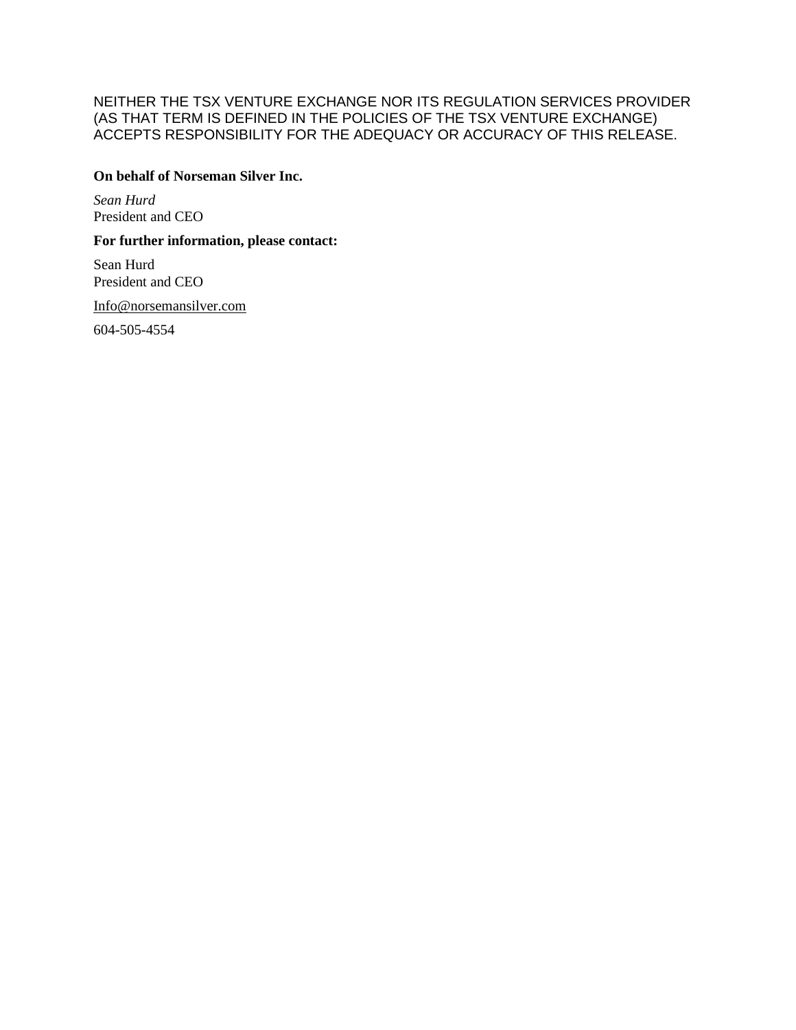NEITHER THE TSX VENTURE EXCHANGE NOR ITS REGULATION SERVICES PROVIDER (AS THAT TERM IS DEFINED IN THE POLICIES OF THE TSX VENTURE EXCHANGE) ACCEPTS RESPONSIBILITY FOR THE ADEQUACY OR ACCURACY OF THIS RELEASE.

**On behalf of Norseman Silver Inc.**

*Sean Hurd*
President and CEO

**For further information, please contact:**

Sean Hurd
President and CEO

Info@norsemansilver.com

604-505-4554